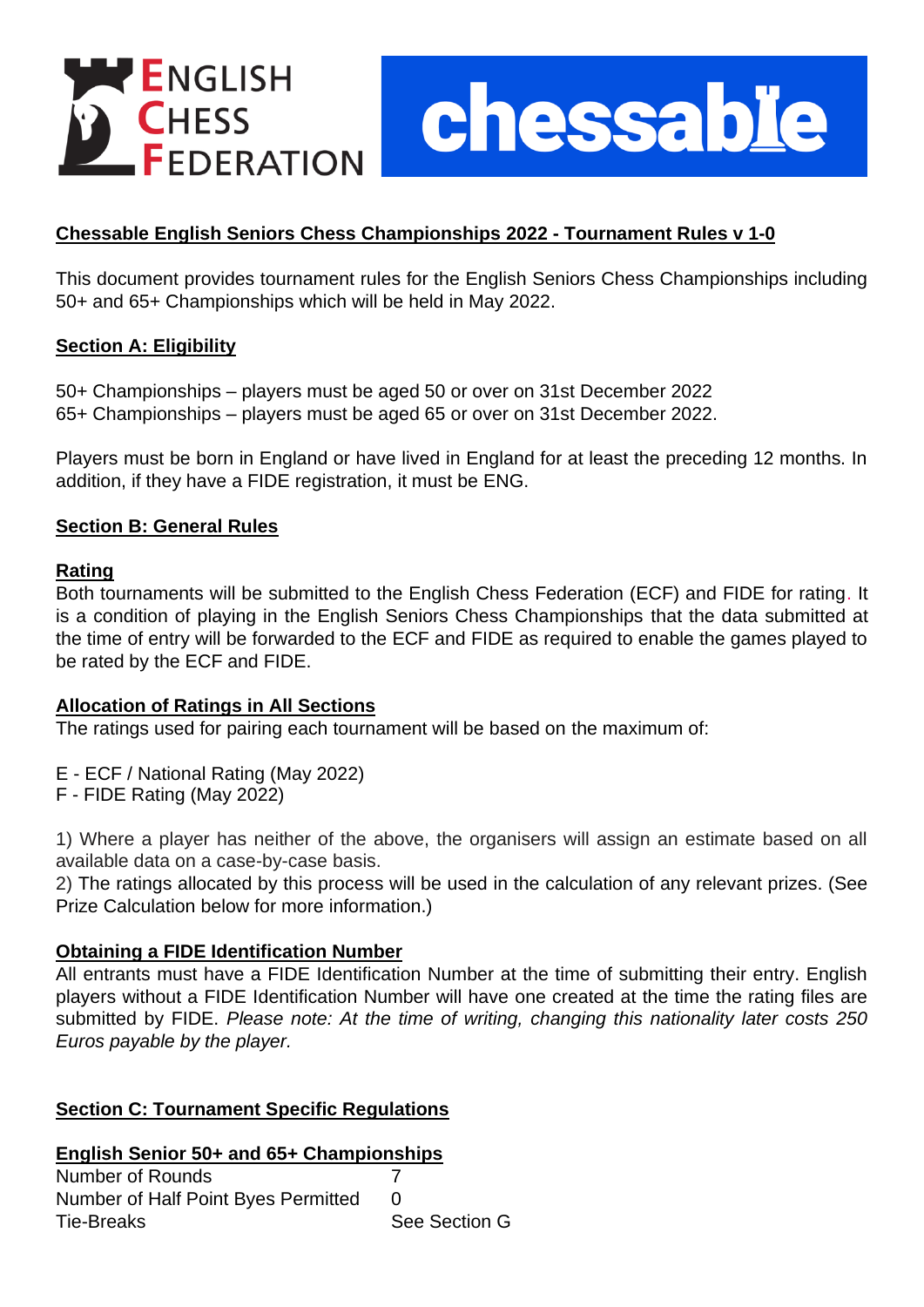## Chessable English Seniors Chess Championships 2022 - Tournament Rules v 1-0

This document provides tournament rules for the English Seniors Chess Championships including 50+ and 65+ Championships which will be held in May 2022.

### Section A: Eligibility

50+ Championships – players must be aged 50 or over on 31st December 2022
65+ Championships – players must be aged 65 or over on 31st December 2022.

Players must be born in England or have lived in England for at least the preceding 12 months. In addition, if they have a FIDE registration, it must be ENG.

### Section B: General Rules

#### Rating

Both tournaments will be submitted to the English Chess Federation (ECF) and FIDE for rating. It is a condition of playing in the English Seniors Chess Championships that the data submitted at the time of entry will be forwarded to the ECF and FIDE as required to enable the games played to be rated by the ECF and FIDE.

#### Allocation of Ratings in All Sections

The ratings used for pairing each tournament will be based on the maximum of:

E - ECF / National Rating (May 2022)
F - FIDE Rating (May 2022)

1) Where a player has neither of the above, the organisers will assign an estimate based on all available data on a case-by-case basis.
2) The ratings allocated by this process will be used in the calculation of any relevant prizes. (See Prize Calculation below for more information.)

#### Obtaining a FIDE Identification Number

All entrants must have a FIDE Identification Number at the time of submitting their entry. English players without a FIDE Identification Number will have one created at the time the rating files are submitted by FIDE. *Please note: At the time of writing, changing this nationality later costs 250 Euros payable by the player.*

### Section C: Tournament Specific Regulations

#### English Senior 50+ and 65+ Championships

| | |
|---|---|
| Number of Rounds | 7 |
| Number of Half Point Byes Permitted | 0 |
| Tie-Breaks | See Section G |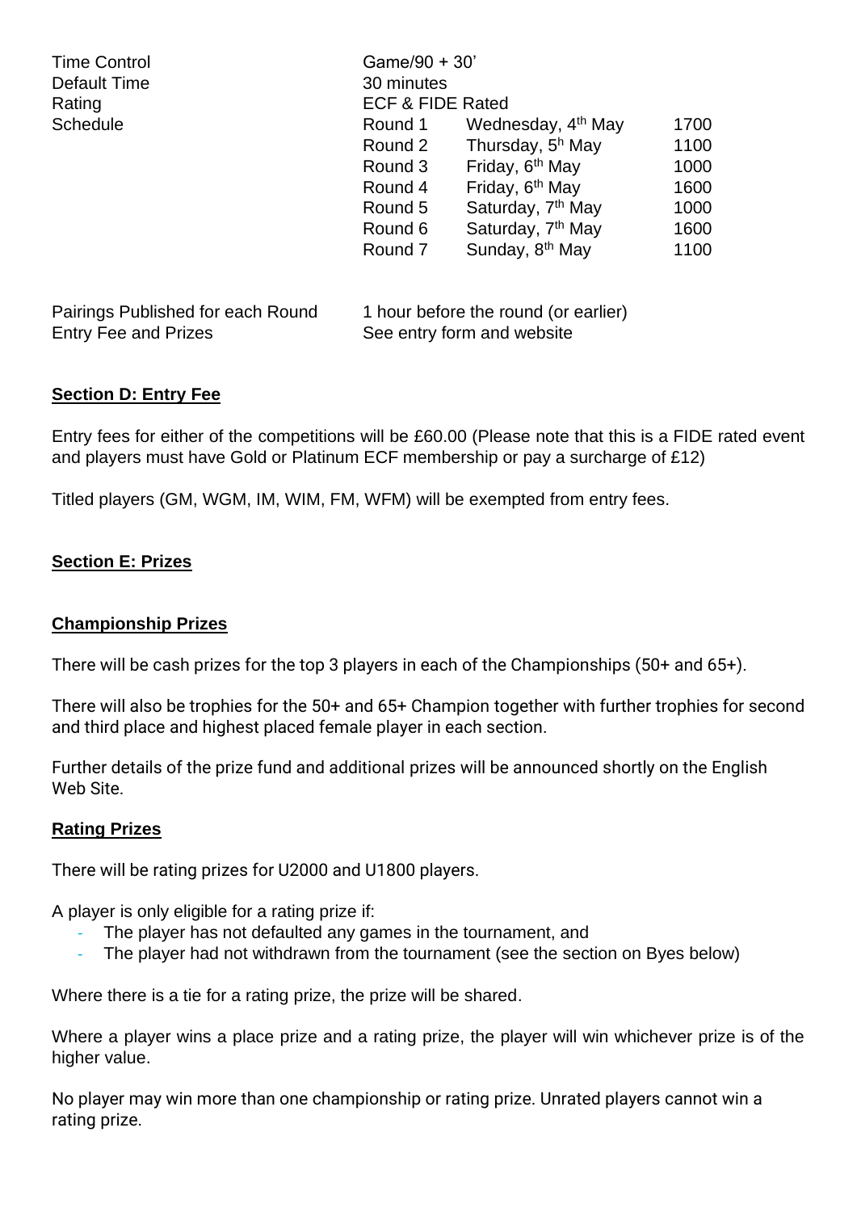| | | | |
|---|---|---|---|
| Time Control | Game/90 + 30’ | | |
| Default Time | 30 minutes | | |
| Rating | ECF & FIDE Rated | | |
| Schedule | Round 1 | Wednesday, 4th May | 1700 |
| | Round 2 | Thursday, 5h May | 1100 |
| | Round 3 | Friday, 6th May | 1000 |
| | Round 4 | Friday, 6th May | 1600 |
| | Round 5 | Saturday, 7th May | 1000 |
| | Round 6 | Saturday, 7th May | 1600 |
| | Round 7 | Sunday, 8th May | 1100 |

| | |
|---|---|
| Pairings Published for each Round | 1 hour before the round (or earlier) |
| Entry Fee and Prizes | See entry form and website |

**Section D: Entry Fee**

Entry fees for either of the competitions will be £60.00 (Please note that this is a FIDE rated event and players must have Gold or Platinum ECF membership or pay a surcharge of £12)

Titled players (GM, WGM, IM, WIM, FM, WFM) will be exempted from entry fees.

**Section E: Prizes**

**Championship Prizes**

There will be cash prizes for the top 3 players in each of the Championships (50+ and 65+).

There will also be trophies for the 50+ and 65+ Champion together with further trophies for second and third place and highest placed female player in each section.

Further details of the prize fund and additional prizes will be announced shortly on the English Web Site.

**Rating Prizes**

There will be rating prizes for U2000 and U1800 players.

A player is only eligible for a rating prize if:

- The player has not defaulted any games in the tournament, and
- The player had not withdrawn from the tournament (see the section on Byes below)

Where there is a tie for a rating prize, the prize will be shared.

Where a player wins a place prize and a rating prize, the player will win whichever prize is of the higher value.

No player may win more than one championship or rating prize. Unrated players cannot win a rating prize.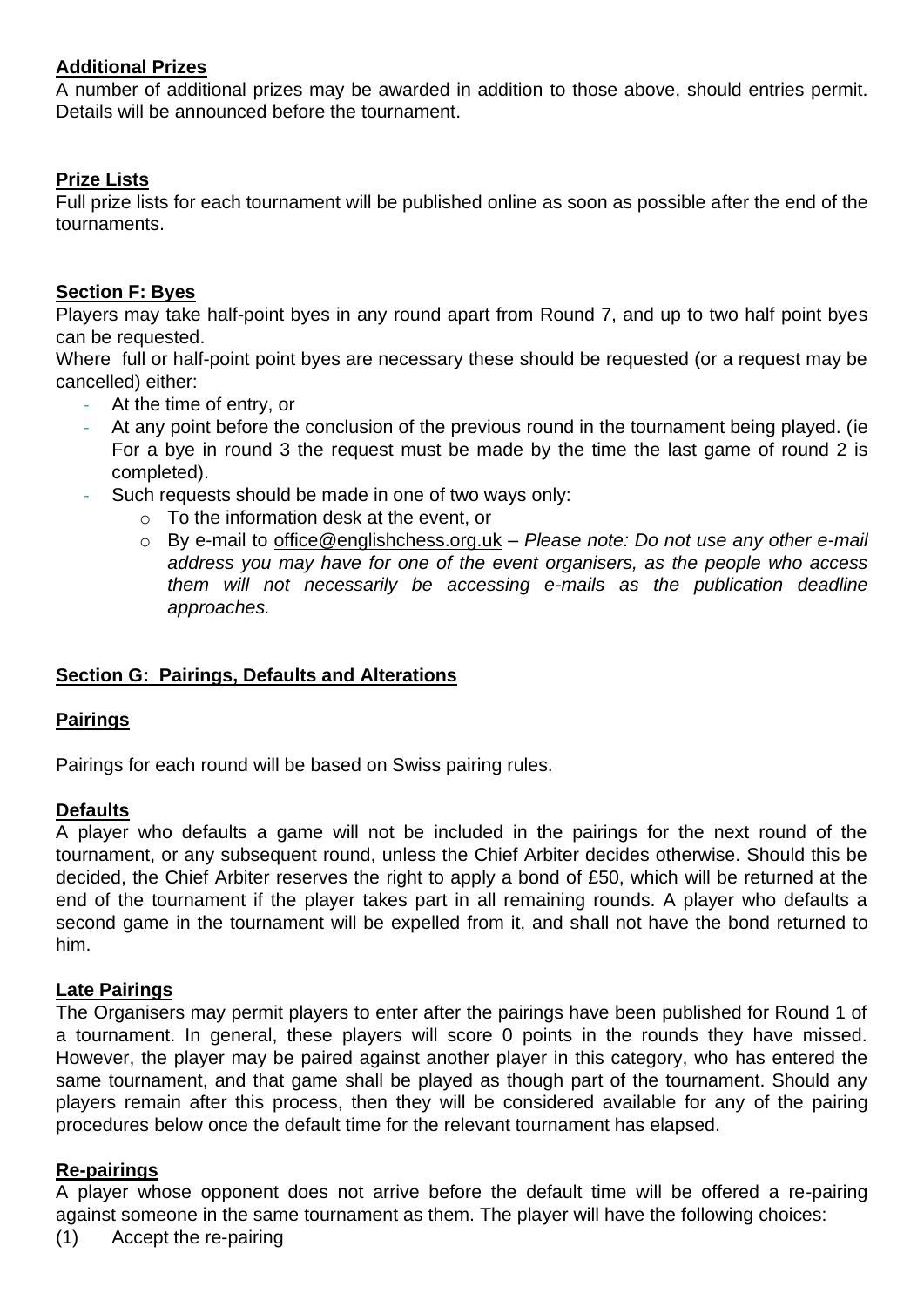**Additional Prizes**

A number of additional prizes may be awarded in addition to those above, should entries permit. Details will be announced before the tournament.

**Prize Lists**

Full prize lists for each tournament will be published online as soon as possible after the end of the tournaments.

**Section F: Byes**

Players may take half-point byes in any round apart from Round 7, and up to two half point byes can be requested.

Where full or half-point point byes are necessary these should be requested (or a request may be cancelled) either:

- At the time of entry, or
- At any point before the conclusion of the previous round in the tournament being played. (ie For a bye in round 3 the request must be made by the time the last game of round 2 is completed).
- Such requests should be made in one of two ways only:
  - To the information desk at the event, or
  - By e-mail to office@englishchess.org.uk – *Please note: Do not use any other e-mail address you may have for one of the event organisers, as the people who access them will not necessarily be accessing e-mails as the publication deadline approaches.*

**Section G: Pairings, Defaults and Alterations**

**Pairings**

Pairings for each round will be based on Swiss pairing rules.

**Defaults**

A player who defaults a game will not be included in the pairings for the next round of the tournament, or any subsequent round, unless the Chief Arbiter decides otherwise. Should this be decided, the Chief Arbiter reserves the right to apply a bond of £50, which will be returned at the end of the tournament if the player takes part in all remaining rounds. A player who defaults a second game in the tournament will be expelled from it, and shall not have the bond returned to him.

**Late Pairings**

The Organisers may permit players to enter after the pairings have been published for Round 1 of a tournament. In general, these players will score 0 points in the rounds they have missed. However, the player may be paired against another player in this category, who has entered the same tournament, and that game shall be played as though part of the tournament. Should any players remain after this process, then they will be considered available for any of the pairing procedures below once the default time for the relevant tournament has elapsed.

**Re-pairings**

A player whose opponent does not arrive before the default time will be offered a re-pairing against someone in the same tournament as them. The player will have the following choices:

(1) Accept the re-pairing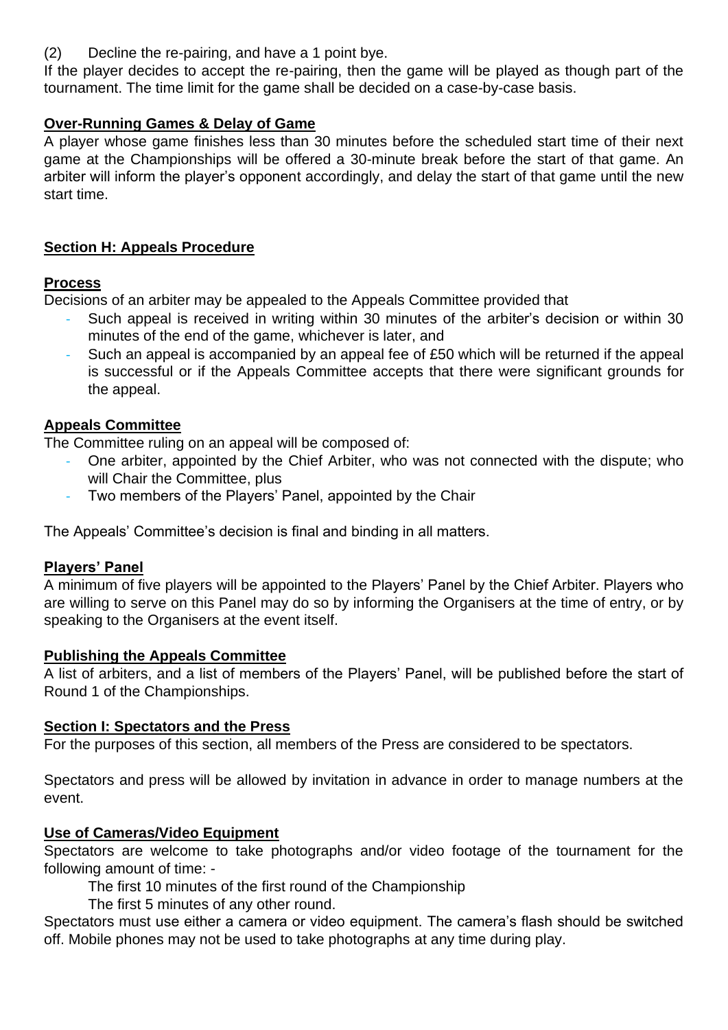(2) Decline the re-pairing, and have a 1 point bye.

If the player decides to accept the re-pairing, then the game will be played as though part of the tournament. The time limit for the game shall be decided on a case-by-case basis.

### Over-Running Games & Delay of Game

A player whose game finishes less than 30 minutes before the scheduled start time of their next game at the Championships will be offered a 30-minute break before the start of that game. An arbiter will inform the player's opponent accordingly, and delay the start of that game until the new start time.

## Section H: Appeals Procedure

### Process

Decisions of an arbiter may be appealed to the Appeals Committee provided that

- Such appeal is received in writing within 30 minutes of the arbiter's decision or within 30 minutes of the end of the game, whichever is later, and
- Such an appeal is accompanied by an appeal fee of £50 which will be returned if the appeal is successful or if the Appeals Committee accepts that there were significant grounds for the appeal.

### Appeals Committee

The Committee ruling on an appeal will be composed of:

- One arbiter, appointed by the Chief Arbiter, who was not connected with the dispute; who will Chair the Committee, plus
- Two members of the Players' Panel, appointed by the Chair

The Appeals' Committee's decision is final and binding in all matters.

### Players' Panel

A minimum of five players will be appointed to the Players' Panel by the Chief Arbiter. Players who are willing to serve on this Panel may do so by informing the Organisers at the time of entry, or by speaking to the Organisers at the event itself.

### Publishing the Appeals Committee

A list of arbiters, and a list of members of the Players' Panel, will be published before the start of Round 1 of the Championships.

## Section I: Spectators and the Press

For the purposes of this section, all members of the Press are considered to be spectators.

Spectators and press will be allowed by invitation in advance in order to manage numbers at the event.

### Use of Cameras/Video Equipment

Spectators are welcome to take photographs and/or video footage of the tournament for the following amount of time: -

The first 10 minutes of the first round of the Championship

The first 5 minutes of any other round.

Spectators must use either a camera or video equipment. The camera's flash should be switched off. Mobile phones may not be used to take photographs at any time during play.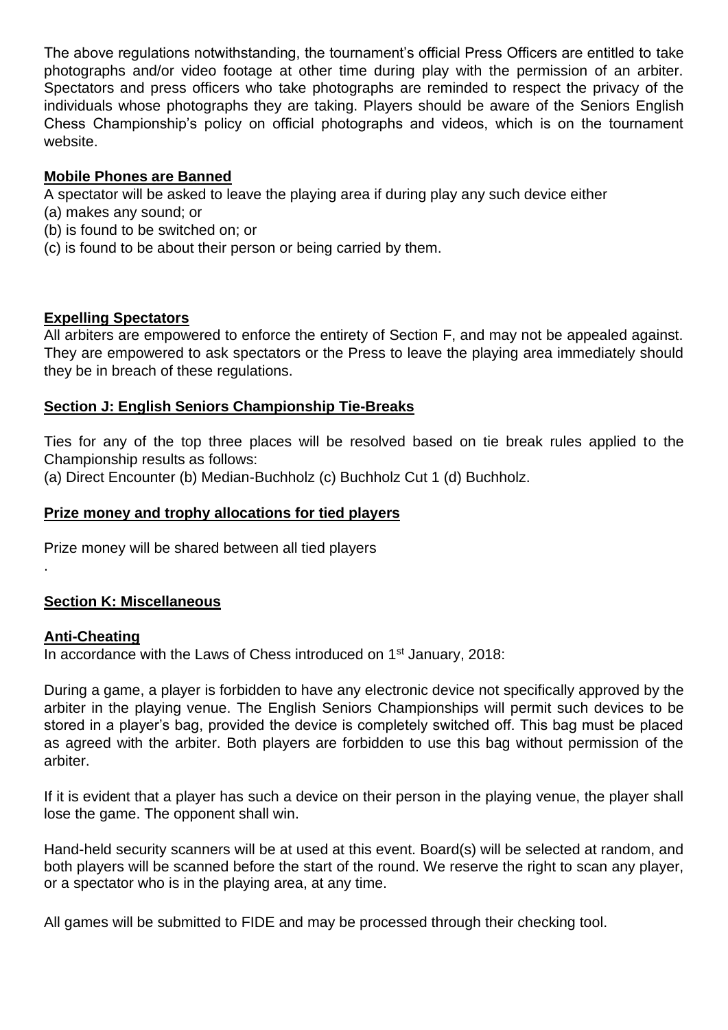The above regulations notwithstanding, the tournament's official Press Officers are entitled to take photographs and/or video footage at other time during play with the permission of an arbiter. Spectators and press officers who take photographs are reminded to respect the privacy of the individuals whose photographs they are taking. Players should be aware of the Seniors English Chess Championship's policy on official photographs and videos, which is on the tournament website.

**Mobile Phones are Banned**

A spectator will be asked to leave the playing area if during play any such device either
(a) makes any sound; or
(b) is found to be switched on; or
(c) is found to be about their person or being carried by them.

**Expelling Spectators**

All arbiters are empowered to enforce the entirety of Section F, and may not be appealed against. They are empowered to ask spectators or the Press to leave the playing area immediately should they be in breach of these regulations.

## Section J: English Seniors Championship Tie-Breaks

Ties for any of the top three places will be resolved based on tie break rules applied to the Championship results as follows:
(a) Direct Encounter (b) Median-Buchholz (c) Buchholz Cut 1 (d) Buchholz.

**Prize money and trophy allocations for tied players**

Prize money will be shared between all tied players

.

## Section K: Miscellaneous

**Anti-Cheating**

In accordance with the Laws of Chess introduced on 1st January, 2018:

During a game, a player is forbidden to have any electronic device not specifically approved by the arbiter in the playing venue. The English Seniors Championships will permit such devices to be stored in a player's bag, provided the device is completely switched off. This bag must be placed as agreed with the arbiter. Both players are forbidden to use this bag without permission of the arbiter.

If it is evident that a player has such a device on their person in the playing venue, the player shall lose the game. The opponent shall win.

Hand-held security scanners will be at used at this event. Board(s) will be selected at random, and both players will be scanned before the start of the round. We reserve the right to scan any player, or a spectator who is in the playing area, at any time.

All games will be submitted to FIDE and may be processed through their checking tool.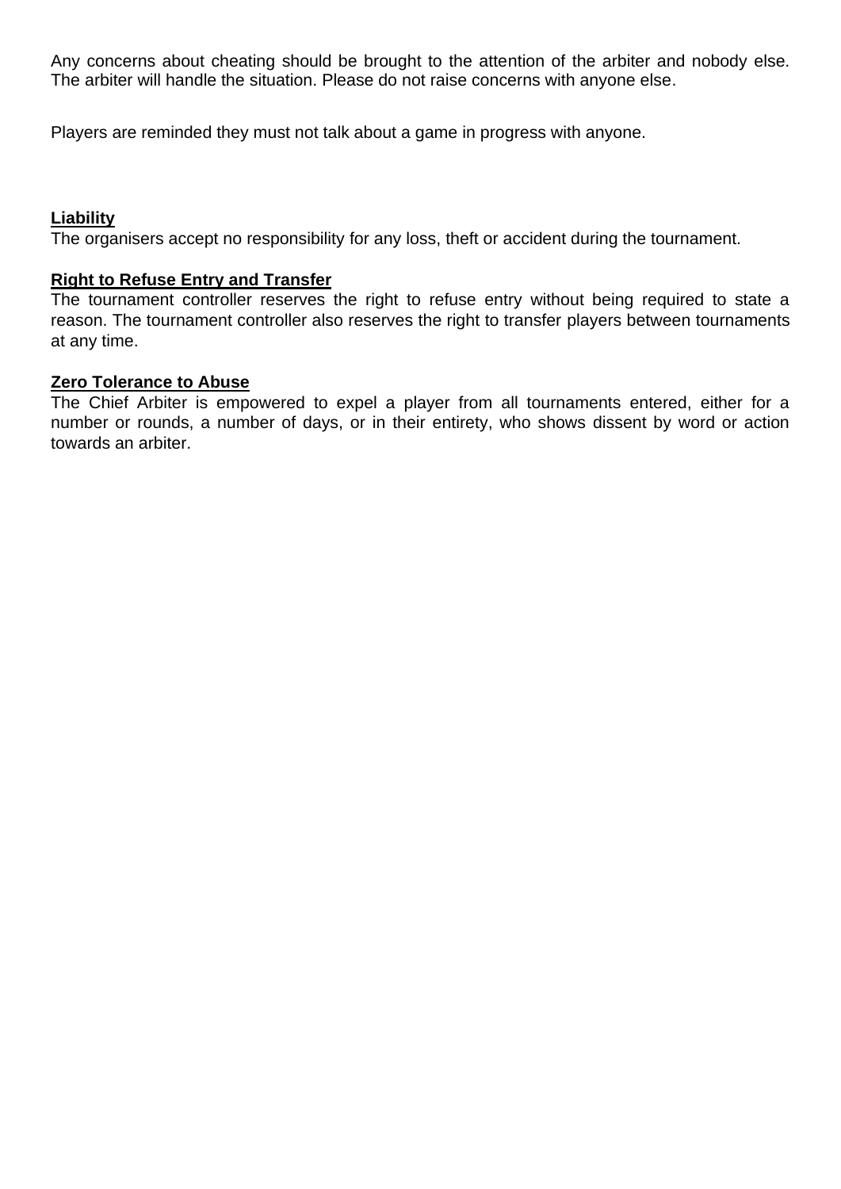Any concerns about cheating should be brought to the attention of the arbiter and nobody else. The arbiter will handle the situation. Please do not raise concerns with anyone else.

Players are reminded they must not talk about a game in progress with anyone.

## Liability

The organisers accept no responsibility for any loss, theft or accident during the tournament.

## Right to Refuse Entry and Transfer

The tournament controller reserves the right to refuse entry without being required to state a reason. The tournament controller also reserves the right to transfer players between tournaments at any time.

## Zero Tolerance to Abuse

The Chief Arbiter is empowered to expel a player from all tournaments entered, either for a number or rounds, a number of days, or in their entirety, who shows dissent by word or action towards an arbiter.